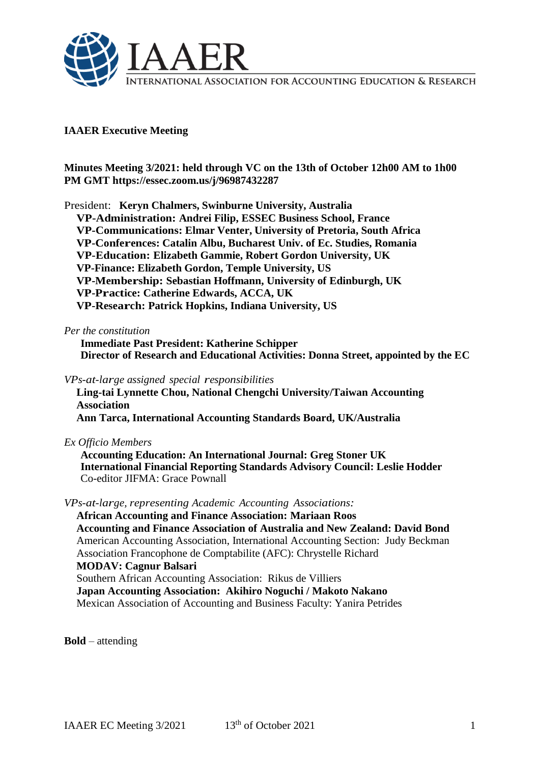IAAER

INTERNATIONAL ASSOCIATION FOR ACCOUNTING EDUCATION & RESEARCH

**IAAER Executive Meeting**

**Minutes Meeting 3/2021: held through VC on the 13th of October 12h00 AM to 1h00 PM GMT https://essec.zoom.us/j/96987432287**

President: **Keryn Chalmers, Swinburne University, Australia**
**VP-Administration: Andrei Filip, ESSEC Business School, France**
**VP-Communications: Elmar Venter, University of Pretoria, South Africa**
**VP-Conferences: Catalin Albu, Bucharest Univ. of Ec. Studies, Romania**
**VP-Education: Elizabeth Gammie, Robert Gordon University, UK**
**VP-Finance: Elizabeth Gordon, Temple University, US**
**VP-Membership: Sebastian Hoffmann, University of Edinburgh, UK**
**VP-Practice: Catherine Edwards, ACCA, UK**
**VP-Research: Patrick Hopkins, Indiana University, US**

*Per the constitution*
**Immediate Past President: Katherine Schipper**
**Director of Research and Educational Activities: Donna Street, appointed by the EC**

*VPs-at-large assigned special responsibilities*
**Ling-tai Lynnette Chou, National Chengchi University/Taiwan Accounting Association**
**Ann Tarca, International Accounting Standards Board, UK/Australia**

*Ex Officio Members*
**Accounting Education: An International Journal: Greg Stoner UK**
**International Financial Reporting Standards Advisory Council: Leslie Hodder**
Co-editor JIFMA: Grace Pownall

*VPs-at-large, representing Academic Accounting Associations:*
**African Accounting and Finance Association: Mariaan Roos**
**Accounting and Finance Association of Australia and New Zealand: David Bond**
American Accounting Association, International Accounting Section: Judy Beckman
Association Francophone de Comptabilite (AFC): Chrystelle Richard
**MODAV: Cagnur Balsari**
Southern African Accounting Association: Rikus de Villiers
**Japan Accounting Association: Akihiro Noguchi / Makoto Nakano**
Mexican Association of Accounting and Business Faculty: Yanira Petrides

**Bold** – attending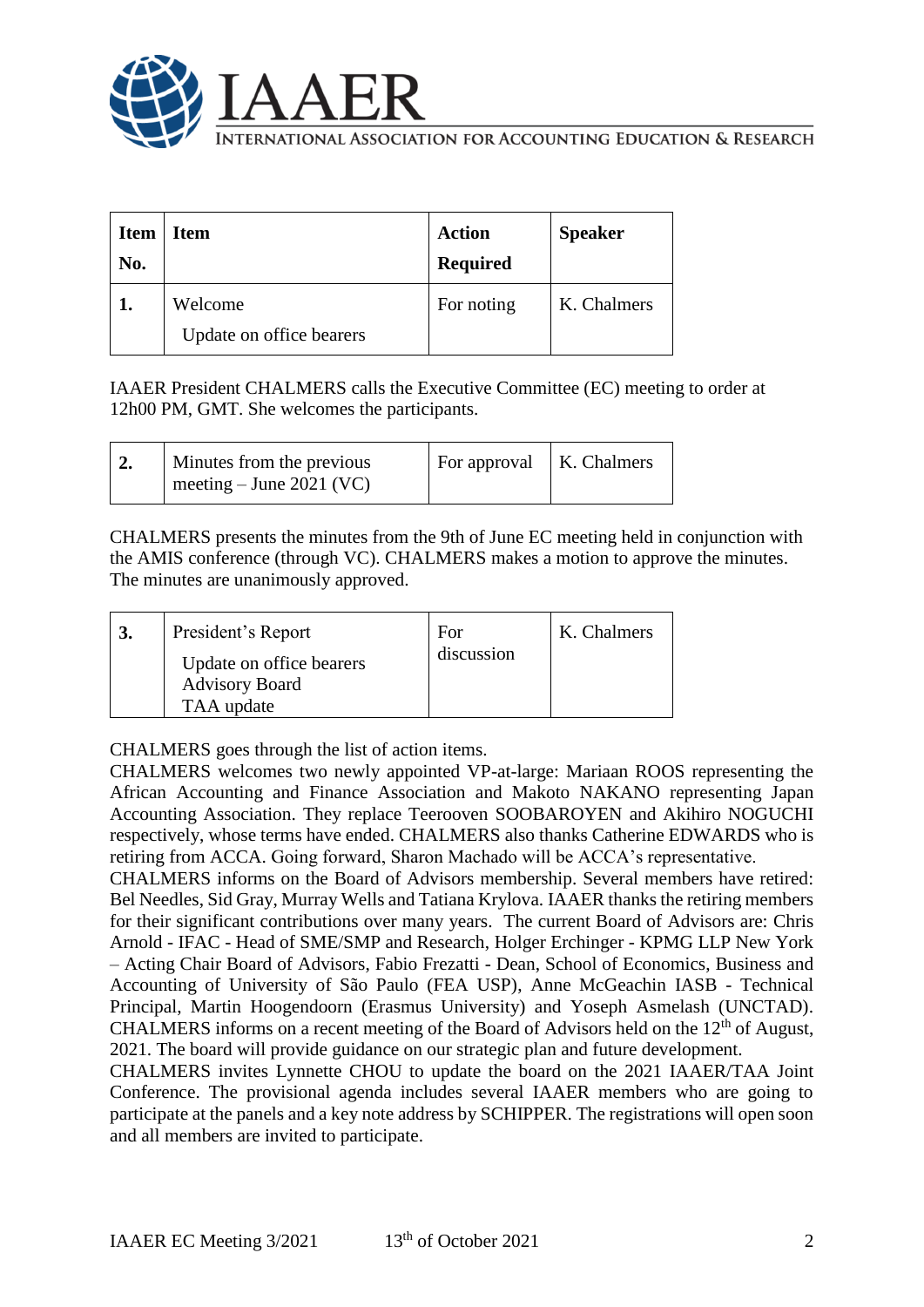| Item No. | Item | Action Required | Speaker |
|---|---|---|---|
| **1.** | Welcome<br>Update on office bearers | For noting | K. Chalmers |

IAAER President CHALMERS calls the Executive Committee (EC) meeting to order at 12h00 PM, GMT. She welcomes the participants.

| | | | |
|---|---|---|---|
| **2.** | Minutes from the previous meeting – June 2021 (VC) | For approval | K. Chalmers |

CHALMERS presents the minutes from the 9th of June EC meeting held in conjunction with the AMIS conference (through VC). CHALMERS makes a motion to approve the minutes. The minutes are unanimously approved.

| | | | |
|---|---|---|---|
| **3.** | President's Report<br>Update on office bearers<br>Advisory Board<br>TAA update | For discussion | K. Chalmers |

CHALMERS goes through the list of action items.

CHALMERS welcomes two newly appointed VP-at-large: Mariaan ROOS representing the African Accounting and Finance Association and Makoto NAKANO representing Japan Accounting Association. They replace Teerooven SOOBAROYEN and Akihiro NOGUCHI respectively, whose terms have ended. CHALMERS also thanks Catherine EDWARDS who is retiring from ACCA. Going forward, Sharon Machado will be ACCA's representative.

CHALMERS informs on the Board of Advisors membership. Several members have retired: Bel Needles, Sid Gray, Murray Wells and Tatiana Krylova. IAAER thanks the retiring members for their significant contributions over many years. The current Board of Advisors are: Chris Arnold - IFAC - Head of SME/SMP and Research, Holger Erchinger - KPMG LLP New York – Acting Chair Board of Advisors, Fabio Frezatti - Dean, School of Economics, Business and Accounting of University of São Paulo (FEA USP), Anne McGeachin IASB - Technical Principal, Martin Hoogendoorn (Erasmus University) and Yoseph Asmelash (UNCTAD).

CHALMERS informs on a recent meeting of the Board of Advisors held on the 12th of August, 2021. The board will provide guidance on our strategic plan and future development.

CHALMERS invites Lynnette CHOU to update the board on the 2021 IAAER/TAA Joint Conference. The provisional agenda includes several IAAER members who are going to participate at the panels and a key note address by SCHIPPER. The registrations will open soon and all members are invited to participate.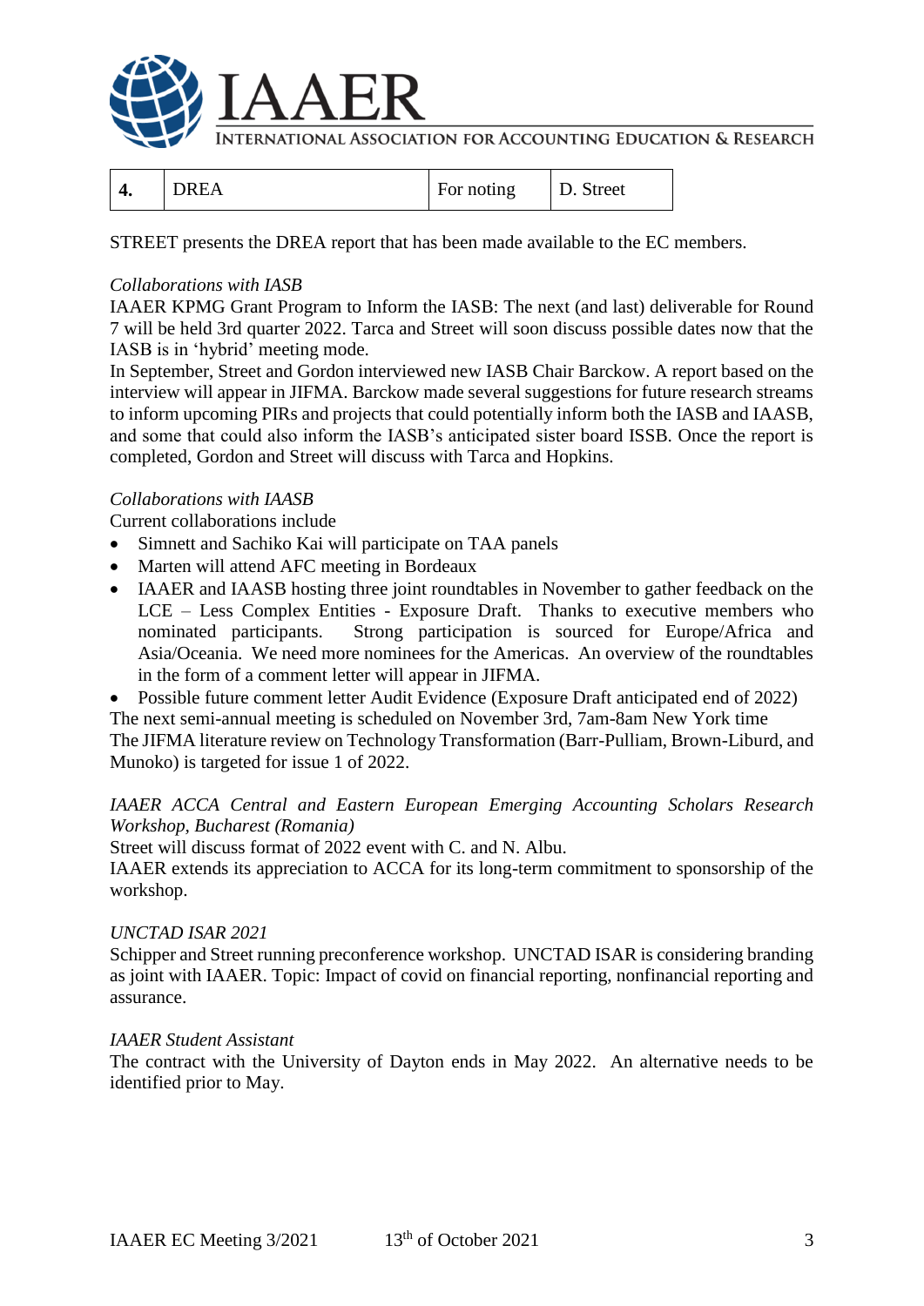| 4. | DREA | For noting | D. Street |
|---|---|---|---|

STREET presents the DREA report that has been made available to the EC members.

*Collaborations with IASB*

IAAER KPMG Grant Program to Inform the IASB: The next (and last) deliverable for Round 7 will be held 3rd quarter 2022. Tarca and Street will soon discuss possible dates now that the IASB is in 'hybrid' meeting mode.

In September, Street and Gordon interviewed new IASB Chair Barckow. A report based on the interview will appear in JIFMA. Barckow made several suggestions for future research streams to inform upcoming PIRs and projects that could potentially inform both the IASB and IAASB, and some that could also inform the IASB's anticipated sister board ISSB. Once the report is completed, Gordon and Street will discuss with Tarca and Hopkins.

*Collaborations with IAASB*

Current collaborations include

- Simnett and Sachiko Kai will participate on TAA panels
- Marten will attend AFC meeting in Bordeaux
- IAAER and IAASB hosting three joint roundtables in November to gather feedback on the LCE – Less Complex Entities - Exposure Draft. Thanks to executive members who nominated participants. Strong participation is sourced for Europe/Africa and Asia/Oceania. We need more nominees for the Americas. An overview of the roundtables in the form of a comment letter will appear in JIFMA.
- Possible future comment letter Audit Evidence (Exposure Draft anticipated end of 2022)

The next semi-annual meeting is scheduled on November 3rd, 7am-8am New York time

The JIFMA literature review on Technology Transformation (Barr-Pulliam, Brown-Liburd, and Munoko) is targeted for issue 1 of 2022.

*IAAER ACCA Central and Eastern European Emerging Accounting Scholars Research Workshop, Bucharest (Romania)*

Street will discuss format of 2022 event with C. and N. Albu.

IAAER extends its appreciation to ACCA for its long-term commitment to sponsorship of the workshop.

*UNCTAD ISAR 2021*

Schipper and Street running preconference workshop. UNCTAD ISAR is considering branding as joint with IAAER. Topic: Impact of covid on financial reporting, nonfinancial reporting and assurance.

*IAAER Student Assistant*

The contract with the University of Dayton ends in May 2022. An alternative needs to be identified prior to May.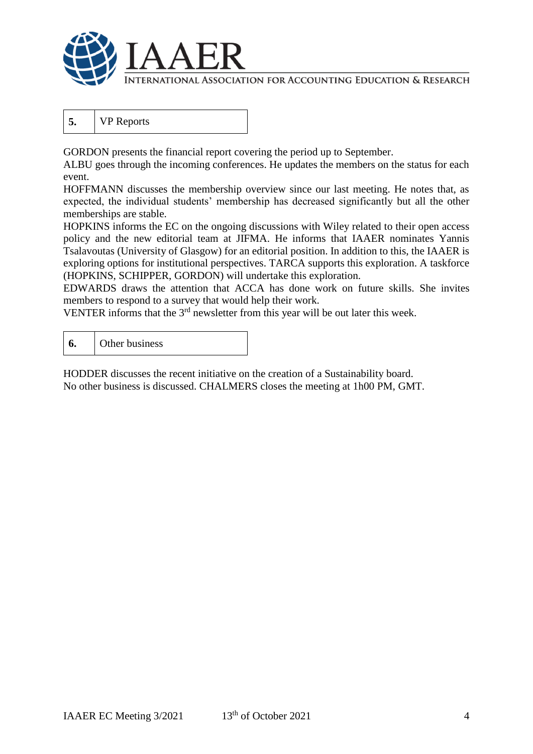| | |
|---|---|
| **5.** | VP Reports |

GORDON presents the financial report covering the period up to September.
ALBU goes through the incoming conferences. He updates the members on the status for each event.
HOFFMANN discusses the membership overview since our last meeting. He notes that, as expected, the individual students' membership has decreased significantly but all the other memberships are stable.
HOPKINS informs the EC on the ongoing discussions with Wiley related to their open access policy and the new editorial team at JIFMA. He informs that IAAER nominates Yannis Tsalavoutas (University of Glasgow) for an editorial position. In addition to this, the IAAER is exploring options for institutional perspectives. TARCA supports this exploration. A taskforce (HOPKINS, SCHIPPER, GORDON) will undertake this exploration.
EDWARDS draws the attention that ACCA has done work on future skills. She invites members to respond to a survey that would help their work.
VENTER informs that the 3rd newsletter from this year will be out later this week.

| | |
|---|---|
| **6.** | Other business |

HODDER discusses the recent initiative on the creation of a Sustainability board.
No other business is discussed. CHALMERS closes the meeting at 1h00 PM, GMT.